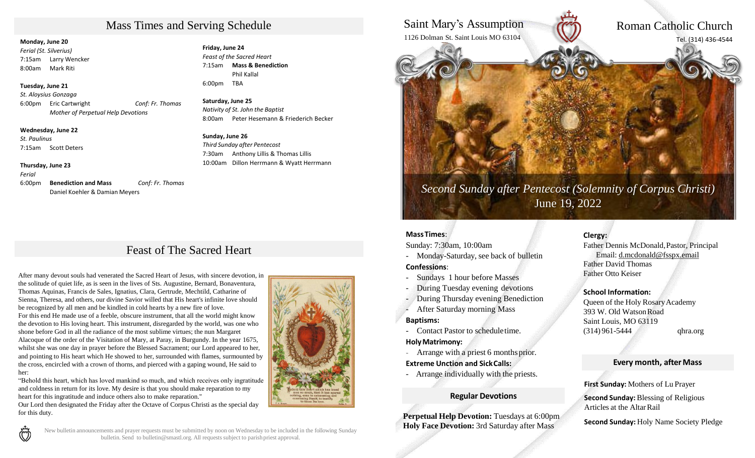## Mass Times and Serving Schedule

**Monday, June 20**
*Ferial (St. Silverius)*
7:15am Larry Wencker
8:00am Mark Riti

**Tuesday, June 21**
*St. Aloysius Gonzaga*
6:00pm Eric Cartwright *Conf: Fr. Thomas*
*Mother of Perpetual Help Devotions*

**Wednesday, June 22**
*St. Paulinus*
7:15am Scott Deters

**Thursday, June 23**
*Ferial*
6:00pm **Benediction and Mass** *Conf: Fr. Thomas*
Daniel Koehler & Damian Meyers

**Friday, June 24**
*Feast of the Sacred Heart*
7:15am **Mass & Benediction**
Phil Kallal
6:00pm TBA

**Saturday, June 25**
*Nativity of St. John the Baptist*
8:00am Peter Hesemann & Friederich Becker

**Sunday, June 26**
*Third Sunday after Pentecost*
7:30am Anthony Lillis & Thomas Lillis
10:00am Dillon Herrmann & Wyatt Herrmann

## Feast of The Sacred Heart

After many devout souls had venerated the Sacred Heart of Jesus, with sincere devotion, in the solitude of quiet life, as is seen in the lives of Sts. Augustine, Bernard, Bonaventura, Thomas Aquinas, Francis de Sales, Ignatius, Clara, Gertrude, Mechtild, Catharine of Sienna, Theresa, and others, our divine Savior willed that His heart's infinite love should be recognized by all men and be kindled in cold hearts by a new fire of love.
For this end He made use of a feeble, obscure instrument, that all the world might know the devotion to His loving heart. This instrument, disregarded by the world, was one who shone before God in all the radiance of the most sublime virtues; the nun Margaret Alacoque of the order of the Visitation of Mary, at Paray, in Burgundy. In the year 1675, whilst she was one day in prayer before the Blessed Sacrament; our Lord appeared to her, and pointing to His heart which He showed to her, surrounded with flames, surmounted by the cross, encircled with a crown of thorns, and pierced with a gaping wound, He said to her:
"Behold this heart, which has loved mankind so much, and which receives only ingratitude and coldness in return for its love. My desire is that you should make reparation to my heart for this ingratitude and induce others also to make reparation."
Our Lord then designated the Friday after the Octave of Corpus Christi as the special day for this duty.

New bulletin announcements and prayer requests must be submitted by noon on Wednesday to be included in the following Sunday bulletin. Send to bulletin@smastl.org. All requests subject to parish priest approval.

# Saint Mary's Assumption Roman Catholic Church

1126 Dolman St. Saint Louis MO 63104
Tel. (314) 436-4544

*Second Sunday after Pentecost (Solemnity of Corpus Christi)*
June 19, 2022

**Mass Times**:
Sunday: 7:30am, 10:00am
- Monday-Saturday, see back of bulletin

**Confessions**:
- Sundays 1 hour before Masses
- During Tuesday evening devotions
- During Thursday evening Benediction
- After Saturday morning Mass

**Baptisms:**
- Contact Pastor to schedule time.

**Holy Matrimony:**
- Arrange with a priest 6 months prior.

**Extreme Unction and Sick Calls:**
- Arrange individually with the priests.

**Regular Devotions**

**Perpetual Help Devotion:** Tuesdays at 6:00pm
**Holy Face Devotion:** 3rd Saturday after Mass

**Clergy:**
Father Dennis McDonald, Pastor, Principal
Email: d.mcdonald@fsspx.email
Father David Thomas
Father Otto Keiser

**School Information:**
Queen of the Holy Rosary Academy
393 W. Old Watson Road
Saint Louis, MO 63119
(314) 961-5444 qhra.org

**Every month, after Mass**

**First Sunday:** Mothers of Lu Prayer

**Second Sunday:** Blessing of Religious Articles at the Altar Rail

**Second Sunday:** Holy Name Society Pledge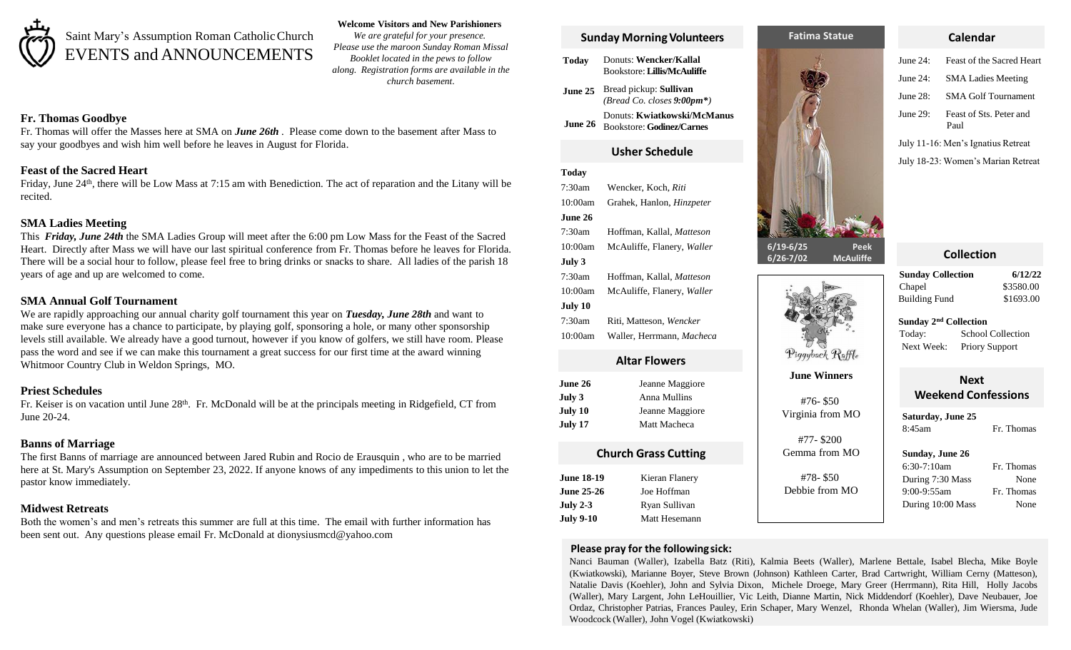# Saint Mary's Assumption Roman Catholic Church
# EVENTS and ANNOUNCEMENTS

**Welcome Visitors and New Parishioners**
*We are grateful for your presence. Please use the maroon Sunday Roman Missal Booklet located in the pews to follow along. Registration forms are available in the church basement.*

## Fr. Thomas Goodbye

Fr. Thomas will offer the Masses here at SMA on ***June 26th*** . Please come down to the basement after Mass to say your goodbyes and wish him well before he leaves in August for Florida.

## Feast of the Sacred Heart

Friday, June 24th, there will be Low Mass at 7:15 am with Benediction. The act of reparation and the Litany will be recited.

## SMA Ladies Meeting

This ***Friday, June 24th*** the SMA Ladies Group will meet after the 6:00 pm Low Mass for the Feast of the Sacred Heart. Directly after Mass we will have our last spiritual conference from Fr. Thomas before he leaves for Florida. There will be a social hour to follow, please feel free to bring drinks or snacks to share. All ladies of the parish 18 years of age and up are welcomed to come.

## SMA Annual Golf Tournament

We are rapidly approaching our annual charity golf tournament this year on ***Tuesday, June 28th*** and want to make sure everyone has a chance to participate, by playing golf, sponsoring a hole, or many other sponsorship levels still available. We already have a good turnout, however if you know of golfers, we still have room. Please pass the word and see if we can make this tournament a great success for our first time at the award winning Whitmoor Country Club in Weldon Springs, MO.

## Priest Schedules

Fr. Keiser is on vacation until June 28th. Fr. McDonald will be at the principals meeting in Ridgefield, CT from June 20-24.

## Banns of Marriage

The first Banns of marriage are announced between Jared Rubin and Rocio de Erausquin , who are to be married here at St. Mary's Assumption on September 23, 2022. If anyone knows of any impediments to this union to let the pastor know immediately.

## Midwest Retreats

Both the women's and men's retreats this summer are full at this time. The email with further information has been sent out. Any questions please email Fr. McDonald at dionysiusmcd@yahoo.com

## Sunday Morning Volunteers

| | |
|---|---|
| **Today** | Donuts: **Wencker/Kallal**<br>Bookstore: **Lillis/McAuliffe** |
| **June 25** | Bread pickup: **Sullivan**<br>*(Bread Co. closes 9:00pm\*)* |
| **June 26** | Donuts: **Kwiatkowski/McManus**<br>Bookstore: **Godinez/Carnes** |

## Usher Schedule

| | |
|---|---|
| **Today** | |
| 7:30am | Wencker, Koch, *Riti* |
| 10:00am | Grahek, Hanlon, *Hinzpeter* |
| **June 26** | |
| 7:30am | Hoffman, Kallal, *Matteson* |
| 10:00am | McAuliffe, Flanery, *Waller* |
| **July 3** | |
| 7:30am | Hoffman, Kallal, *Matteson* |
| 10:00am | McAuliffe, Flanery, *Waller* |
| **July 10** | |
| 7:30am | Riti, Matteson, *Wencker* |
| 10:00am | Waller, Herrmann, *Macheca* |

## Altar Flowers

| | |
|---|---|
| **June 26** | Jeanne Maggiore |
| **July 3** | Anna Mullins |
| **July 10** | Jeanne Maggiore |
| **July 17** | Matt Macheca |

## Church Grass Cutting

| | |
|---|---|
| **June 18-19** | Kieran Flanery |
| **June 25-26** | Joe Hoffman |
| **July 2-3** | Ryan Sullivan |
| **July 9-10** | Matt Hesemann |

## Fatima Statue

| | |
|---|---|
| 6/19-6/25 | Peek |
| 6/26-7/02 | McAuliffe |

Piggyback Raffle

**June Winners**

#76- $50
Virginia from MO

#77- $200
Gemma from MO

#78- $50
Debbie from MO

## Calendar

| | |
|---|---|
| June 24: | Feast of the Sacred Heart |
| June 24: | SMA Ladies Meeting |
| June 28: | SMA Golf Tournament |
| June 29: | Feast of Sts. Peter and Paul |

July 11-16: Men's Ignatius Retreat

July 18-23: Women's Marian Retreat

## Collection

| **Sunday Collection** | **6/12/22** |
|---|---|
| Chapel | $3580.00 |
| Building Fund | $1693.00 |

**Sunday 2nd Collection**

| | |
|---|---|
| Today: | School Collection |
| Next Week: | Priory Support |

## Next Weekend Confessions

**Saturday, June 25**

| | |
|---|---|
| 8:45am | Fr. Thomas |

**Sunday, June 26**

| | |
|---|---|
| 6:30-7:10am | Fr. Thomas |
| During 7:30 Mass | None |
| 9:00-9:55am | Fr. Thomas |
| During 10:00 Mass | None |

## Please pray for the following sick:

Nanci Bauman (Waller), Izabella Batz (Riti), Kalmia Beets (Waller), Marlene Bettale, Isabel Blecha, Mike Boyle (Kwiatkowski), Marianne Boyer, Steve Brown (Johnson) Kathleen Carter, Brad Cartwright, William Cerny (Matteson), Natalie Davis (Koehler), John and Sylvia Dixon, Michele Droege, Mary Greer (Herrmann), Rita Hill, Holly Jacobs (Waller), Mary Largent, John LeHouillier, Vic Leith, Dianne Martin, Nick Middendorf (Koehler), Dave Neubauer, Joe Ordaz, Christopher Patrias, Frances Pauley, Erin Schaper, Mary Wenzel, Rhonda Whelan (Waller), Jim Wiersma, Jude Woodcock (Waller), John Vogel (Kwiatkowski)